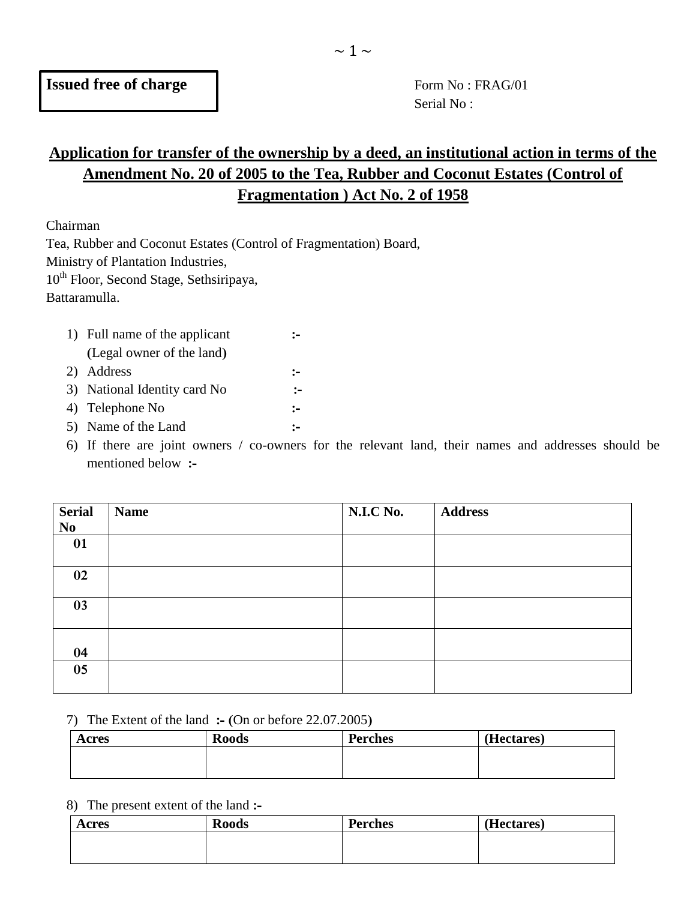**Issued free of charge**

Form No : FRAG/01
Serial No :

# Application for transfer of the ownership by a deed, an institutional action in terms of the Amendment No. 20 of 2005 to the Tea, Rubber and Coconut Estates (Control of Fragmentation ) Act No. 2 of 1958

Chairman
Tea, Rubber and Coconut Estates (Control of Fragmentation) Board,
Ministry of Plantation Industries,
10th Floor, Second Stage, Sethsiripaya,
Battaramulla.

1) Full name of the applicant (Legal owner of the land) **:-**
2) Address **:-**
3) National Identity card No **:-**
4) Telephone No **:-**
5) Name of the Land **:-**
6) If there are joint owners / co-owners for the relevant land, their names and addresses should be mentioned below **:-**

| **Serial No** | **Name** | **N.I.C No.** | **Address** |
|---|---|---|---|
| **01** | | | |
| **02** | | | |
| **03** | | | |
| **04** | | | |
| **05** | | | |

7) The Extent of the land **:-** (On or before 22.07.2005)

| **Acres** | **Roods** | **Perches** | **(Hectares)** |
|---|---|---|---|
| | | | |

8) The present extent of the land **:-**

| **Acres** | **Roods** | **Perches** | **(Hectares)** |
|---|---|---|---|
| | | | |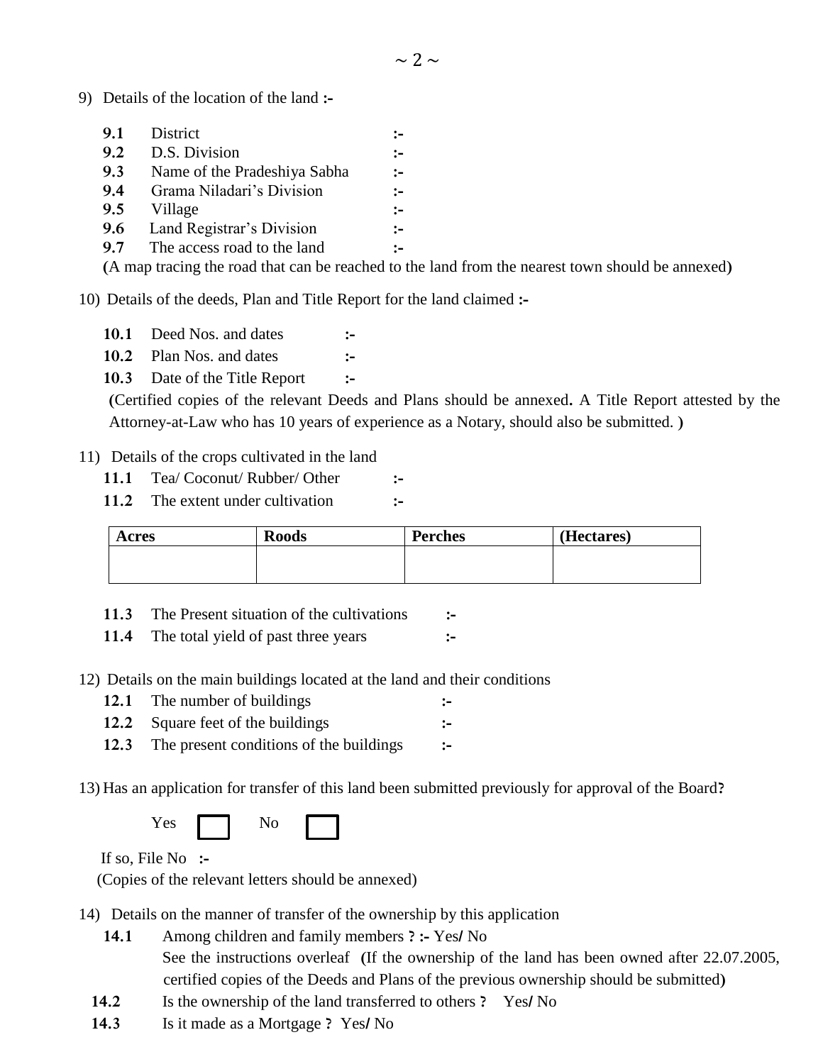9) Details of the location of the land **:-**

- **9.1** District **:-**
- **9.2** D.S. Division **:-**
- **9.3** Name of the Pradeshiya Sabha **:-**
- **9.4** Grama Niladari's Division **:-**
- **9.5** Village **:-**
- **9.6** Land Registrar's Division **:-**
- **9.7** The access road to the land **:-**

(A map tracing the road that can be reached to the land from the nearest town should be annexed)

10) Details of the deeds, Plan and Title Report for the land claimed **:-**

- **10.1** Deed Nos. and dates **:-**
- **10.2** Plan Nos. and dates **:-**
- **10.3** Date of the Title Report **:-**

(Certified copies of the relevant Deeds and Plans should be annexed**.** A Title Report attested by the Attorney-at-Law who has 10 years of experience as a Notary, should also be submitted. **)**

11) Details of the crops cultivated in the land

- **11.1** Tea/ Coconut/ Rubber/ Other **:-**
- **11.2** The extent under cultivation **:-**

| **Acres** | **Roods** | **Perches** | **(Hectares)** |
|---|---|---|---|
| | | | |

- **11.3** The Present situation of the cultivations **:-**
- **11.4** The total yield of past three years **:-**

12) Details on the main buildings located at the land and their conditions

- **12.1** The number of buildings **:-**
- **12.2** Square feet of the buildings **:-**
- **12.3** The present conditions of the buildings **:-**

13) Has an application for transfer of this land been submitted previously for approval of the Board**?**

Yes ☐ No ☐

If so, File No **:-**

(Copies of the relevant letters should be annexed)

14) Details on the manner of transfer of the ownership by this application

- **14.1** Among children and family members **? :-** Yes**/** No
  See the instructions overleaf **(**If the ownership of the land has been owned after 22.07.2005, certified copies of the Deeds and Plans of the previous ownership should be submitted**)**
- **14.2** Is the ownership of the land transferred to others **?** Yes**/** No
- **14.3** Is it made as a Mortgage **?** Yes**/** No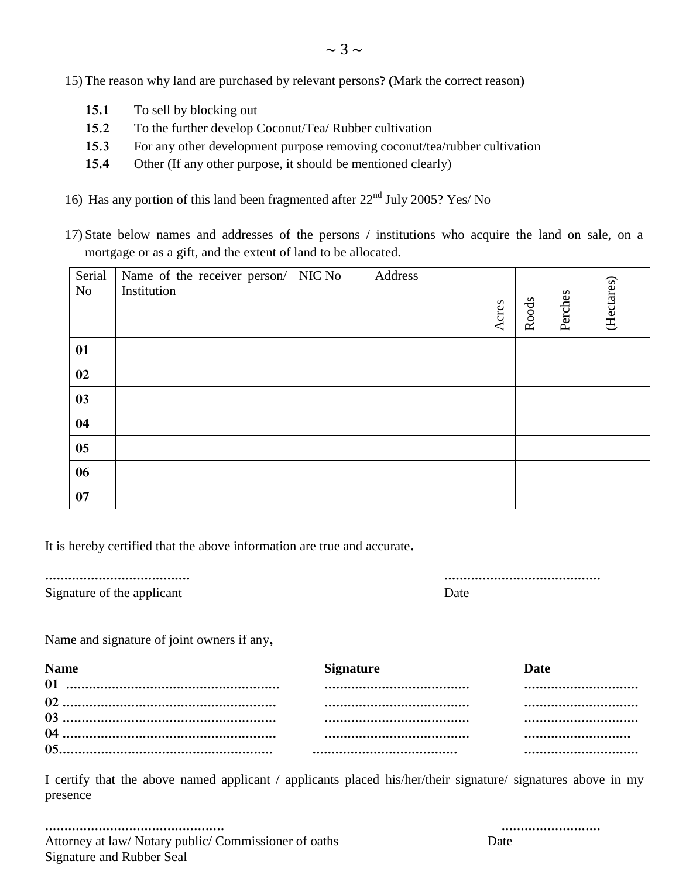15) The reason why land are purchased by relevant persons? (Mark the correct reason)

- **15.1** To sell by blocking out
- **15.2** To the further develop Coconut/Tea/ Rubber cultivation
- **15.3** For any other development purpose removing coconut/tea/rubber cultivation
- **15.4** Other (If any other purpose, it should be mentioned clearly)

16) Has any portion of this land been fragmented after 22nd July 2005? Yes/ No

17) State below names and addresses of the persons / institutions who acquire the land on sale, on a mortgage or as a gift, and the extent of land to be allocated.

| Serial No | Name of the receiver person/ Institution | NIC No | Address | Acres | Roods | Perches | (Hectares) |
|---|---|---|---|---|---|---|---|
| **01** | | | | | | | |
| **02** | | | | | | | |
| **03** | | | | | | | |
| **04** | | | | | | | |
| **05** | | | | | | | |
| **06** | | | | | | | |
| **07** | | | | | | | |

It is hereby certified that the above information are true and accurate.

| ..................................... | ........................................ |
|---|---|
| Signature of the applicant | Date |

Name and signature of joint owners if any,

| **Name** | **Signature** | **Date** |
|---|---|---|
| **01** ....................................................... | ...................................... | .............................. |
| **02** ....................................................... | ...................................... | .............................. |
| **03** ....................................................... | ...................................... | .............................. |
| **04** ....................................................... | ...................................... | ............................ |
| **05**....................................................... | ...................................... | .............................. |

I certify that the above named applicant / applicants placed his/her/their signature/ signatures above in my presence

| .............................................. | .......................... |
|---|---|
| Attorney at law/ Notary public/ Commissioner of oaths<br>Signature and Rubber Seal | Date |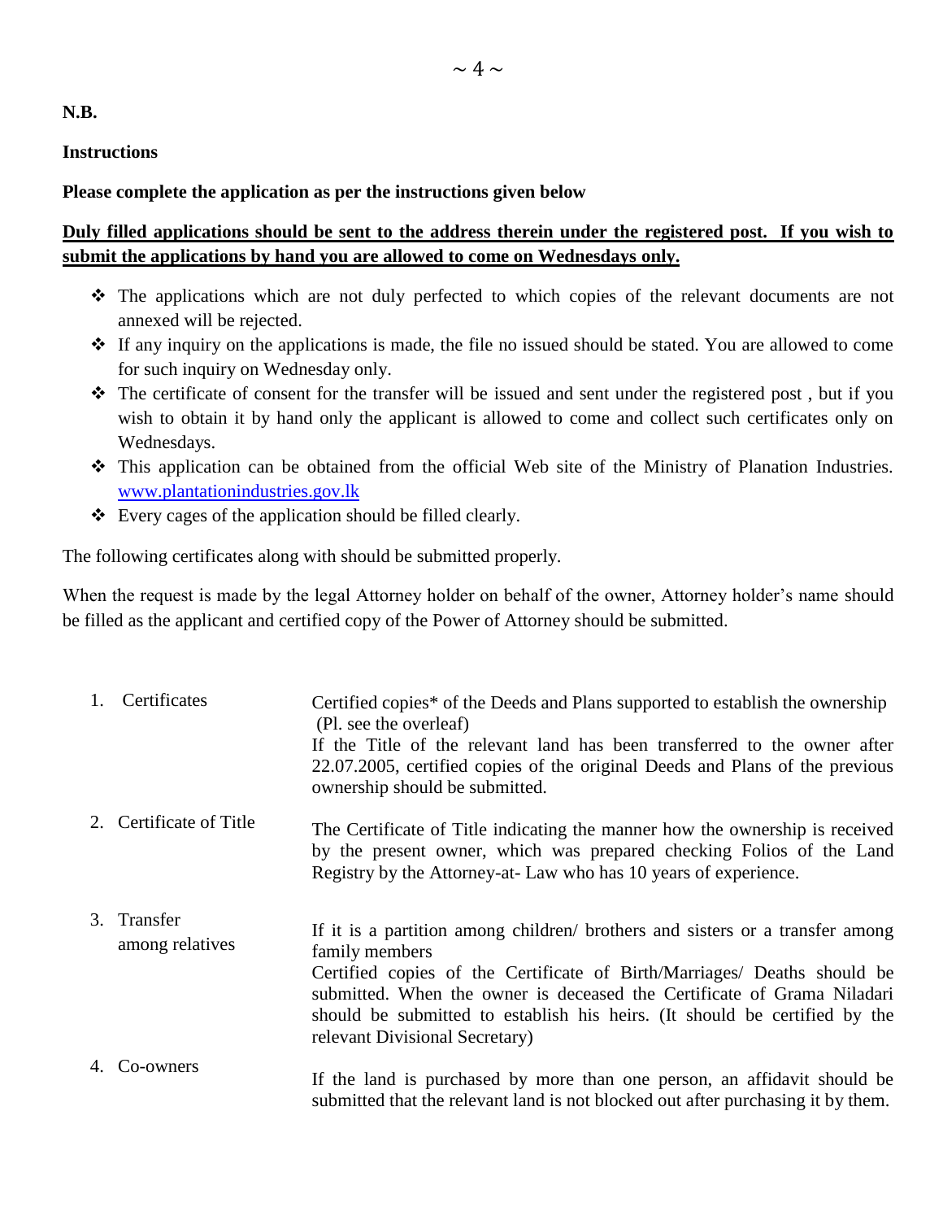**N.B.**

**Instructions**

**Please complete the application as per the instructions given below**

**<u>Duly filled applications should be sent to the address therein under the registered post. If you wish to submit the applications by hand you are allowed to come on Wednesdays only.</u>**

- ❖ The applications which are not duly perfected to which copies of the relevant documents are not annexed will be rejected.
- ❖ If any inquiry on the applications is made, the file no issued should be stated. You are allowed to come for such inquiry on Wednesday only.
- ❖ The certificate of consent for the transfer will be issued and sent under the registered post , but if you wish to obtain it by hand only the applicant is allowed to come and collect such certificates only on Wednesdays.
- ❖ This application can be obtained from the official Web site of the Ministry of Planation Industries. [www.plantationindustries.gov.lk](http://www.plantationindustries.gov.lk)
- ❖ Every cages of the application should be filled clearly.

The following certificates along with should be submitted properly.

When the request is made by the legal Attorney holder on behalf of the owner, Attorney holder's name should be filled as the applicant and certified copy of the Power of Attorney should be submitted.

| | |
|---|---|
| 1. Certificates | Certified copies* of the Deeds and Plans supported to establish the ownership (Pl. see the overleaf)<br>If the Title of the relevant land has been transferred to the owner after 22.07.2005, certified copies of the original Deeds and Plans of the previous ownership should be submitted. |
| 2. Certificate of Title | The Certificate of Title indicating the manner how the ownership is received by the present owner, which was prepared checking Folios of the Land Registry by the Attorney-at- Law who has 10 years of experience. |
| 3. Transfer among relatives | If it is a partition among children/ brothers and sisters or a transfer among family members<br>Certified copies of the Certificate of Birth/Marriages/ Deaths should be submitted. When the owner is deceased the Certificate of Grama Niladari should be submitted to establish his heirs. (It should be certified by the relevant Divisional Secretary) |
| 4. Co-owners | If the land is purchased by more than one person, an affidavit should be submitted that the relevant land is not blocked out after purchasing it by them. |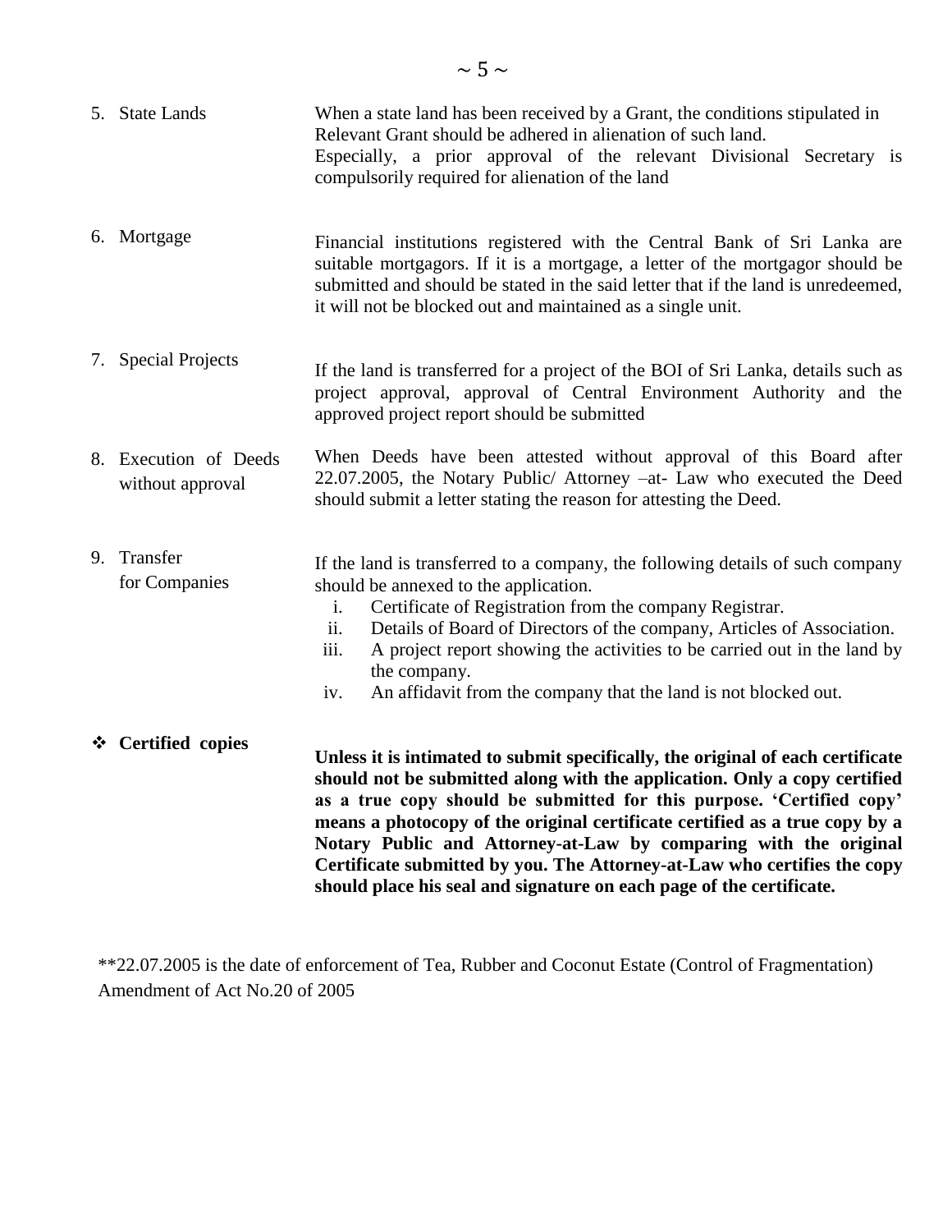| | |
|---|---|
| 5. State Lands | When a state land has been received by a Grant, the conditions stipulated in Relevant Grant should be adhered in alienation of such land. Especially, a prior approval of the relevant Divisional Secretary is compulsorily required for alienation of the land |
| 6. Mortgage | Financial institutions registered with the Central Bank of Sri Lanka are suitable mortgagors. If it is a mortgage, a letter of the mortgagor should be submitted and should be stated in the said letter that if the land is unredeemed, it will not be blocked out and maintained as a single unit. |
| 7. Special Projects | If the land is transferred for a project of the BOI of Sri Lanka, details such as project approval, approval of Central Environment Authority and the approved project report should be submitted |
| 8. Execution of Deeds without approval | When Deeds have been attested without approval of this Board after 22.07.2005, the Notary Public/ Attorney –at- Law who executed the Deed should submit a letter stating the reason for attesting the Deed. |
| 9. Transfer for Companies | If the land is transferred to a company, the following details of such company should be annexed to the application.<br>i. Certificate of Registration from the company Registrar.<br>ii. Details of Board of Directors of the company, Articles of Association.<br>iii. A project report showing the activities to be carried out in the land by the company.<br>iv. An affidavit from the company that the land is not blocked out. |
| ❖ **Certified copies** | **Unless it is intimated to submit specifically, the original of each certificate should not be submitted along with the application. Only a copy certified as a true copy should be submitted for this purpose. 'Certified copy' means a photocopy of the original certificate certified as a true copy by a Notary Public and Attorney-at-Law by comparing with the original Certificate submitted by you. The Attorney-at-Law who certifies the copy should place his seal and signature on each page of the certificate.** |

**22.07.2005 is the date of enforcement of Tea, Rubber and Coconut Estate (Control of Fragmentation) Amendment of Act No.20 of 2005